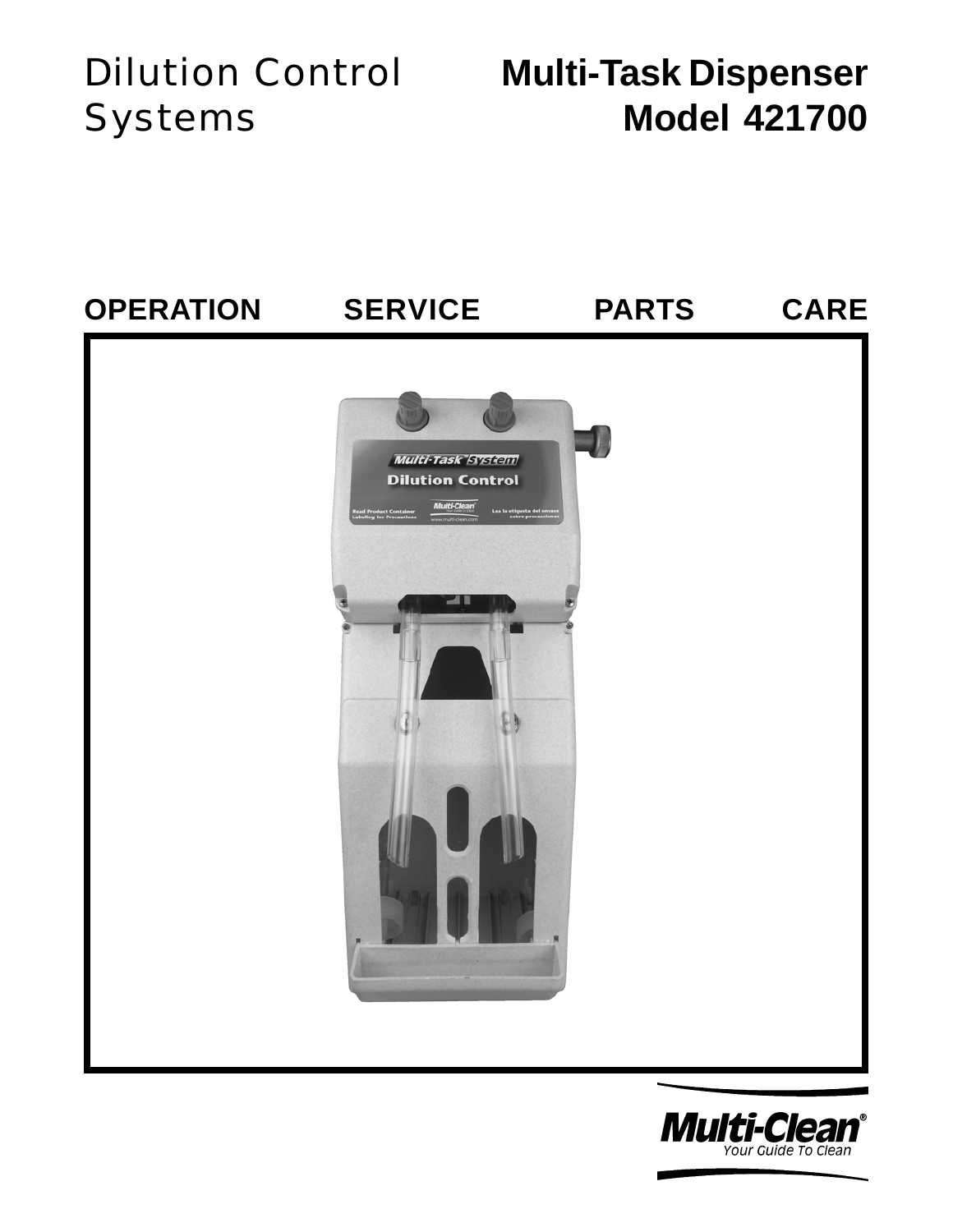Dilution Control Systems

# Multi-Task Dispenser Model 421700

**OPERATION SERVICE PARTS CARE**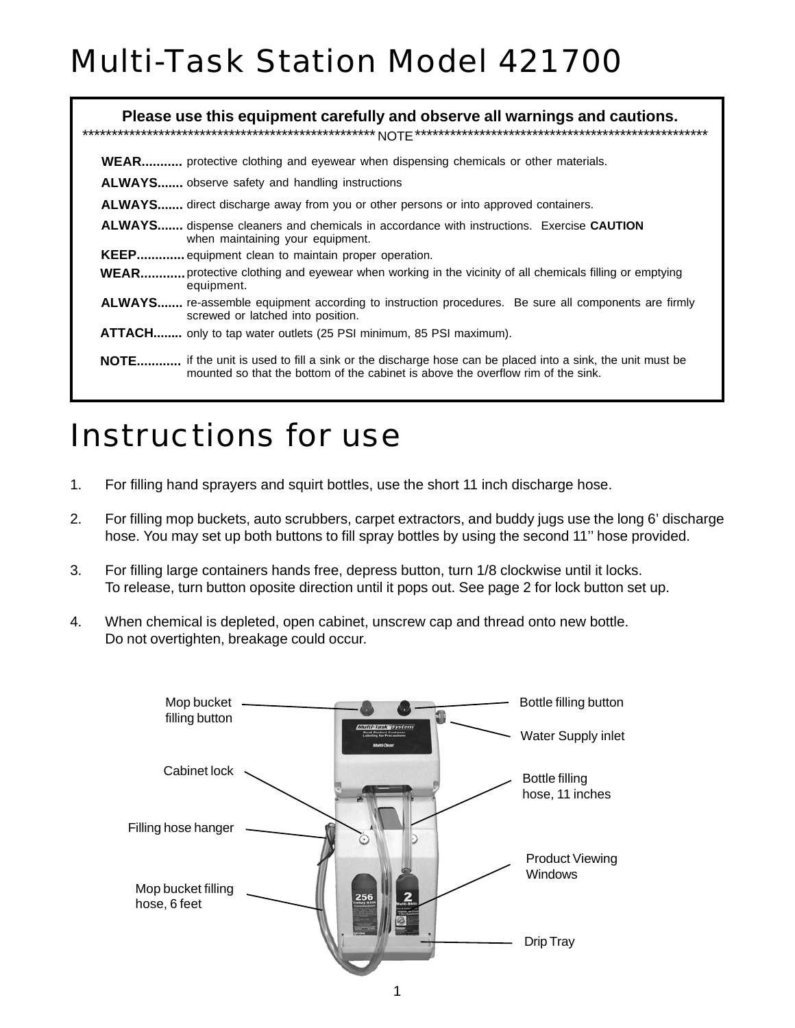# Multi-Task Station Model 421700

**Please use this equipment carefully and observe all warnings and cautions.**

************************************************** NOTE **************************************************

**WEAR...........** protective clothing and eyewear when dispensing chemicals or other materials.

**ALWAYS.......** observe safety and handling instructions

**ALWAYS.......** direct discharge away from you or other persons or into approved containers.

**ALWAYS.......** dispense cleaners and chemicals in accordance with instructions. Exercise **CAUTION** when maintaining your equipment.

**KEEP.............** equipment clean to maintain proper operation.

**WEAR............** protective clothing and eyewear when working in the vicinity of all chemicals filling or emptying equipment.

**ALWAYS.......** re-assemble equipment according to instruction procedures. Be sure all components are firmly screwed or latched into position.

**ATTACH........** only to tap water outlets (25 PSI minimum, 85 PSI maximum).

**NOTE............** if the unit is used to fill a sink or the discharge hose can be placed into a sink, the unit must be mounted so that the bottom of the cabinet is above the overflow rim of the sink.

# Instructions for use

1. For filling hand sprayers and squirt bottles, use the short 11 inch discharge hose.

2. For filling mop buckets, auto scrubbers, carpet extractors, and buddy jugs use the long 6' discharge hose. You may set up both buttons to fill spray bottles by using the second 11'' hose provided.

3. For filling large containers hands free, depress button, turn 1/8 clockwise until it locks.
   To release, turn button oposite direction until it pops out. See page 2 for lock button set up.

4. When chemical is depleted, open cabinet, unscrew cap and thread onto new bottle.
   Do not overtighten, breakage could occur.

Mop bucket filling button

Cabinet lock

Filling hose hanger

Mop bucket filling hose, 6 feet

Bottle filling button

Water Supply inlet

Bottle filling hose, 11 inches

Product Viewing Windows

Drip Tray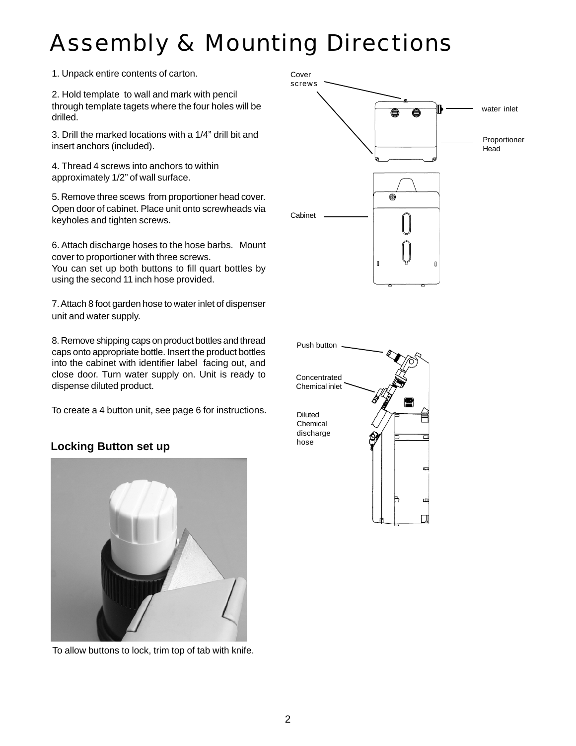# Assembly & Mounting Directions

1. Unpack entire contents of carton.

2. Hold template to wall and mark with pencil through template tagets where the four holes will be drilled.

3. Drill the marked locations with a 1/4” drill bit and insert anchors (included).

4. Thread 4 screws into anchors to within approximately 1/2” of wall surface.

5. Remove three scews from proportioner head cover. Open door of cabinet. Place unit onto screwheads via keyholes and tighten screws.

6. Attach discharge hoses to the hose barbs. Mount cover to proportioner with three screws.
You can set up both buttons to fill quart bottles by using the second 11 inch hose provided.

7. Attach 8 foot garden hose to water inlet of dispenser unit and water supply.

8. Remove shipping caps on product bottles and thread caps onto appropriate bottle. Insert the product bottles into the cabinet with identifier label facing out, and close door. Turn water supply on. Unit is ready to dispense diluted product.

To create a 4 button unit, see page 6 for instructions.

Cover screws

water inlet

Proportioner Head

Cabinet

Push button

Concentrated Chemical inlet

Diluted Chemical discharge hose

## Locking Button set up

To allow buttons to lock, trim top of tab with knife.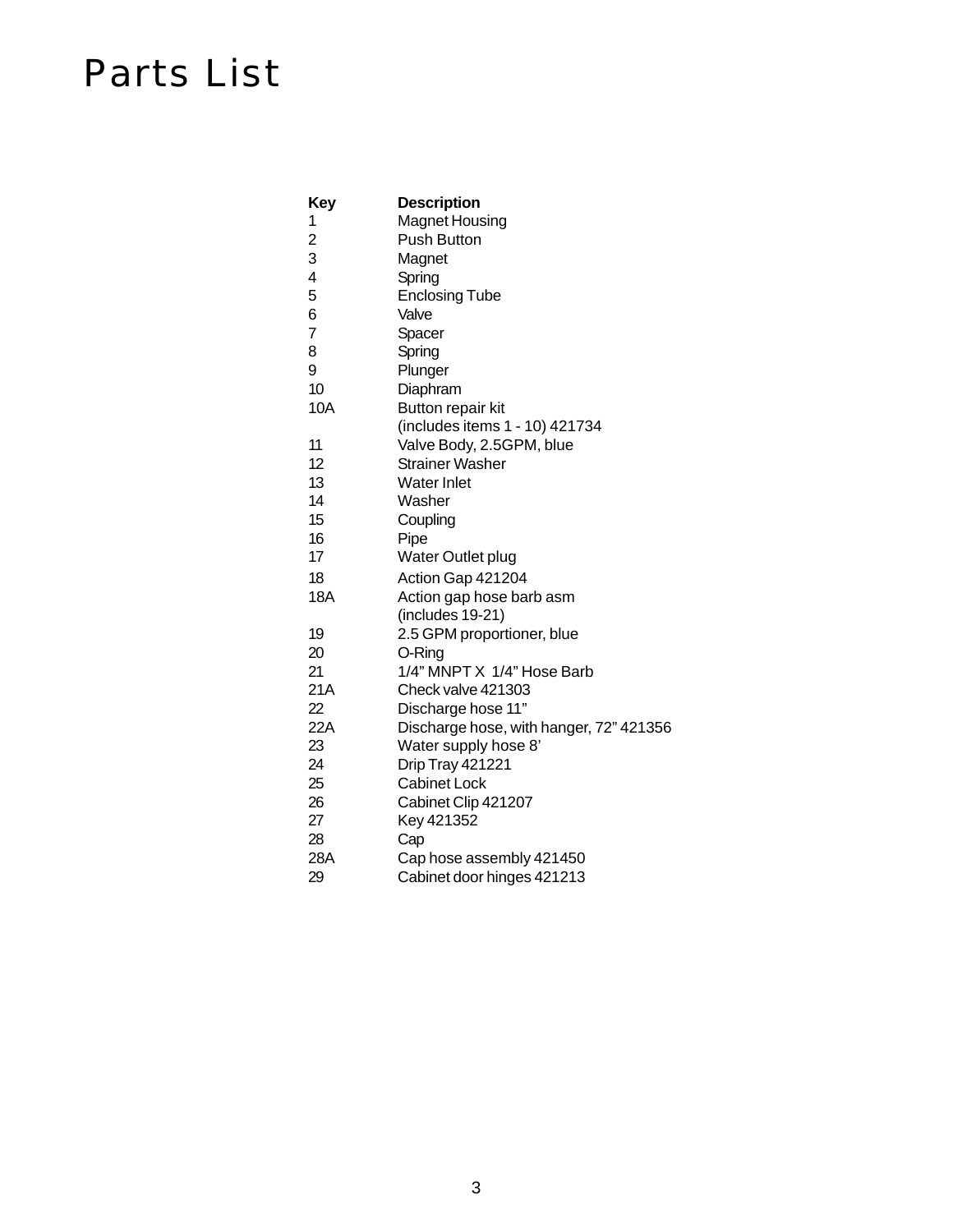# Parts List

| Key | Description |
|---|---|
| 1 | Magnet Housing |
| 2 | Push Button |
| 3 | Magnet |
| 4 | Spring |
| 5 | Enclosing Tube |
| 6 | Valve |
| 7 | Spacer |
| 8 | Spring |
| 9 | Plunger |
| 10 | Diaphram |
| 10A | Button repair kit (includes items 1 - 10) 421734 |
| 11 | Valve Body, 2.5GPM, blue |
| 12 | Strainer Washer |
| 13 | Water Inlet |
| 14 | Washer |
| 15 | Coupling |
| 16 | Pipe |
| 17 | Water Outlet plug |
| 18 | Action Gap 421204 |
| 18A | Action gap hose barb asm (includes 19-21) |
| 19 | 2.5 GPM proportioner, blue |
| 20 | O-Ring |
| 21 | 1/4" MNPT X 1/4" Hose Barb |
| 21A | Check valve 421303 |
| 22 | Discharge hose 11" |
| 22A | Discharge hose, with hanger, 72" 421356 |
| 23 | Water supply hose 8' |
| 24 | Drip Tray 421221 |
| 25 | Cabinet Lock |
| 26 | Cabinet Clip 421207 |
| 27 | Key 421352 |
| 28 | Cap |
| 28A | Cap hose assembly 421450 |
| 29 | Cabinet door hinges 421213 |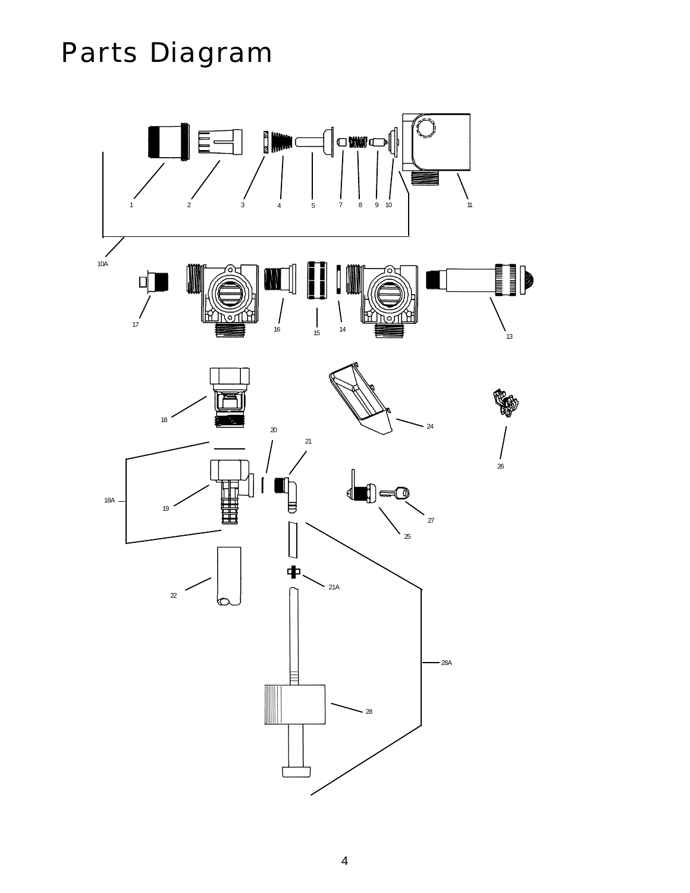# Parts Diagram

1 2 3 4 5 7 8 9 10 11

10A

17 16 15 14 13

18 24 26

20 21

18A 19 27

25

22 21A

28A

28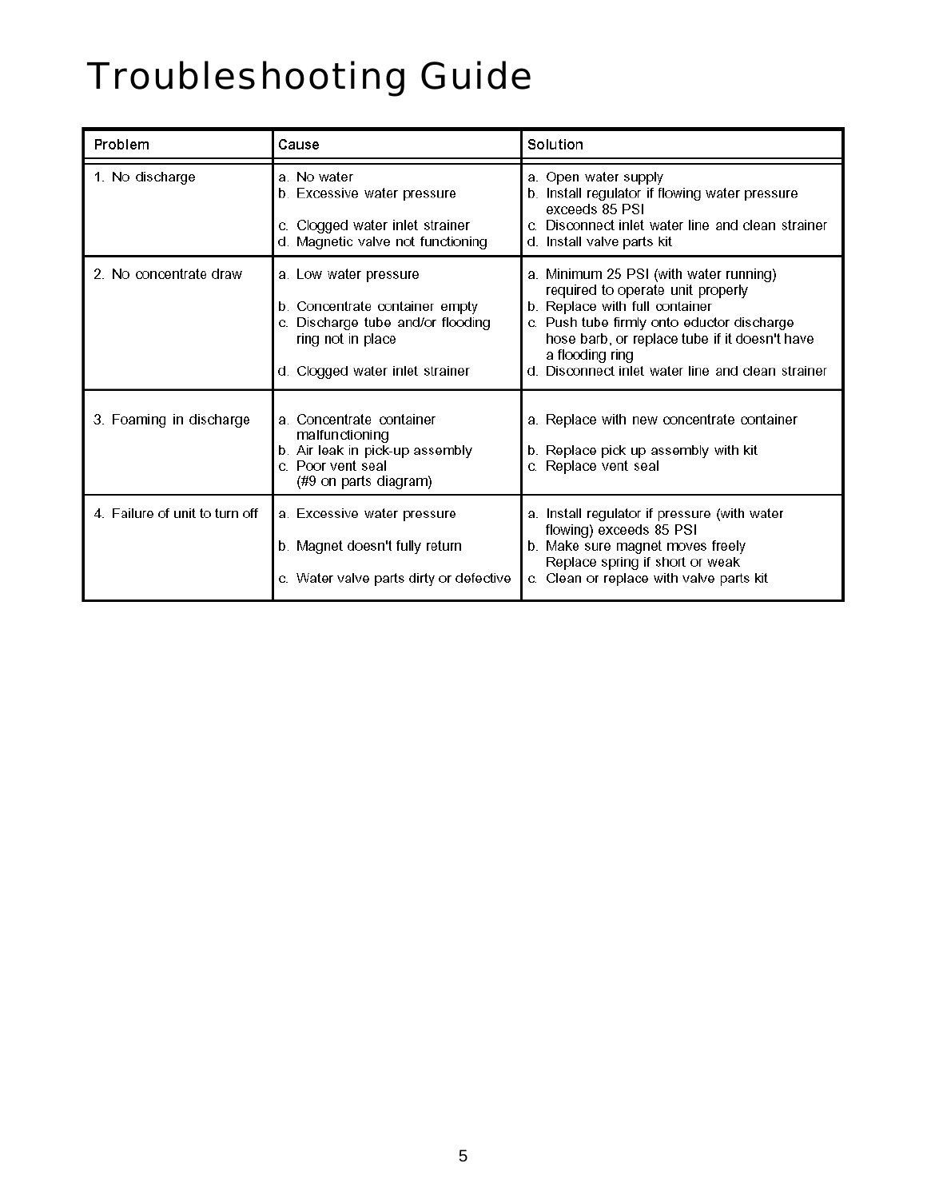# Troubleshooting Guide

| Problem | Cause | Solution |
|---|---|---|
| 1. No discharge | a. No water<br>b. Excessive water pressure<br>c. Clogged water inlet strainer<br>d. Magnetic valve not functioning | a. Open water supply<br>b. Install regulator if flowing water pressure exceeds 85 PSI<br>c. Disconnect inlet water line and clean strainer<br>d. Install valve parts kit |
| 2. No concentrate draw | a. Low water pressure<br>b. Concentrate container empty<br>c. Discharge tube and/or flooding ring not in place<br>d. Clogged water inlet strainer | a. Minimum 25 PSI (with water running) required to operate unit properly<br>b. Replace with full container<br>c. Push tube firmly onto eductor discharge hose barb, or replace tube if it doesn't have a flooding ring<br>d. Disconnect inlet water line and clean strainer |
| 3. Foaming in discharge | a. Concentrate container malfunctioning<br>b. Air leak in pick-up assembly<br>c. Poor vent seal (#9 on parts diagram) | a. Replace with new concentrate container<br>b. Replace pick up assembly with kit<br>c. Replace vent seal |
| 4. Failure of unit to turn off | a. Excessive water pressure<br>b. Magnet doesn't fully return<br>c. Water valve parts dirty or defective | a. Install regulator if pressure (with water flowing) exceeds 85 PSI<br>b. Make sure magnet moves freely Replace spring if short or weak<br>c. Clean or replace with valve parts kit |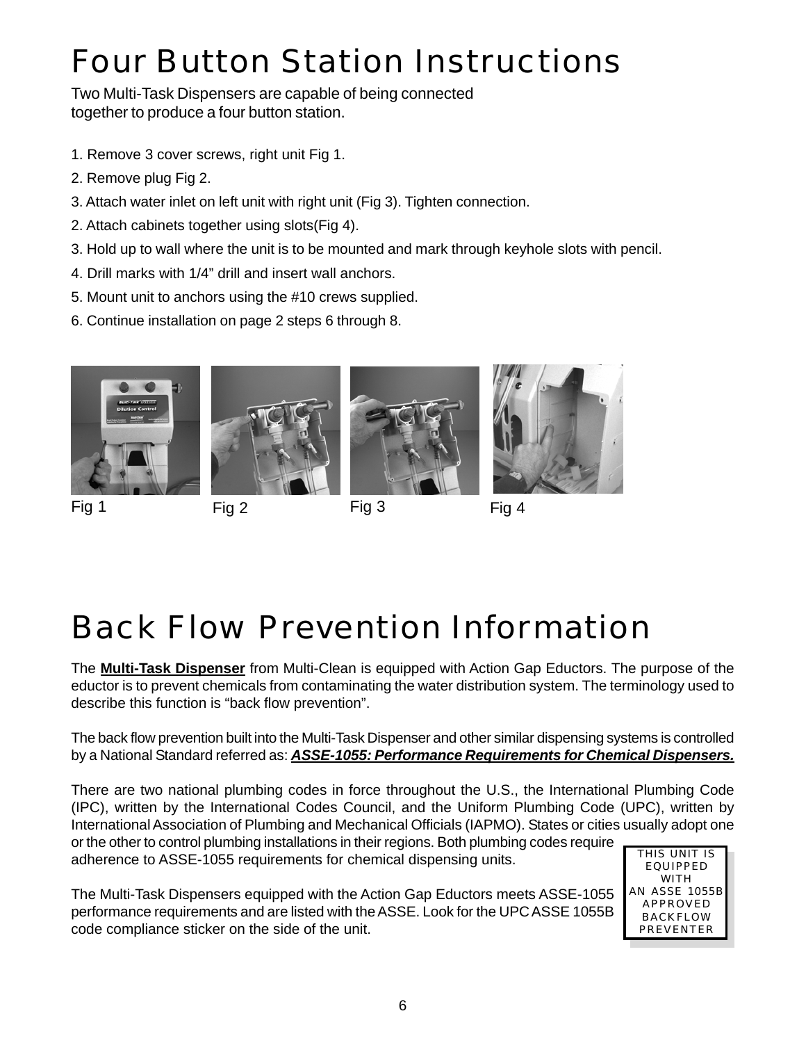# Four Button Station Instructions

Two Multi-Task Dispensers are capable of being connected together to produce a four button station.

1. Remove 3 cover screws, right unit Fig 1.
2. Remove plug Fig 2.
3. Attach water inlet on left unit with right unit (Fig 3). Tighten connection.
2. Attach cabinets together using slots(Fig 4).
3. Hold up to wall where the unit is to be mounted and mark through keyhole slots with pencil.
4. Drill marks with 1/4" drill and insert wall anchors.
5. Mount unit to anchors using the #10 crews supplied.
6. Continue installation on page 2 steps 6 through 8.

Fig 1 Fig 2 Fig 3 Fig 4

# Back Flow Prevention Information

The **Multi-Task Dispenser** from Multi-Clean is equipped with Action Gap Eductors. The purpose of the eductor is to prevent chemicals from contaminating the water distribution system. The terminology used to describe this function is "back flow prevention".

The back flow prevention built into the Multi-Task Dispenser and other similar dispensing systems is controlled by a National Standard referred as: ***ASSE-1055: Performance Requirements for Chemical Dispensers.***

There are two national plumbing codes in force throughout the U.S., the International Plumbing Code (IPC), written by the International Codes Council, and the Uniform Plumbing Code (UPC), written by International Association of Plumbing and Mechanical Officials (IAPMO). States or cities usually adopt one or the other to control plumbing installations in their regions. Both plumbing codes require adherence to ASSE-1055 requirements for chemical dispensing units.

The Multi-Task Dispensers equipped with the Action Gap Eductors meets ASSE-1055 performance requirements and are listed with the ASSE. Look for the UPC ASSE 1055B code compliance sticker on the side of the unit.

THIS UNIT IS EQUIPPED WITH AN ASSE 1055B APPROVED BACKFLOW PREVENTER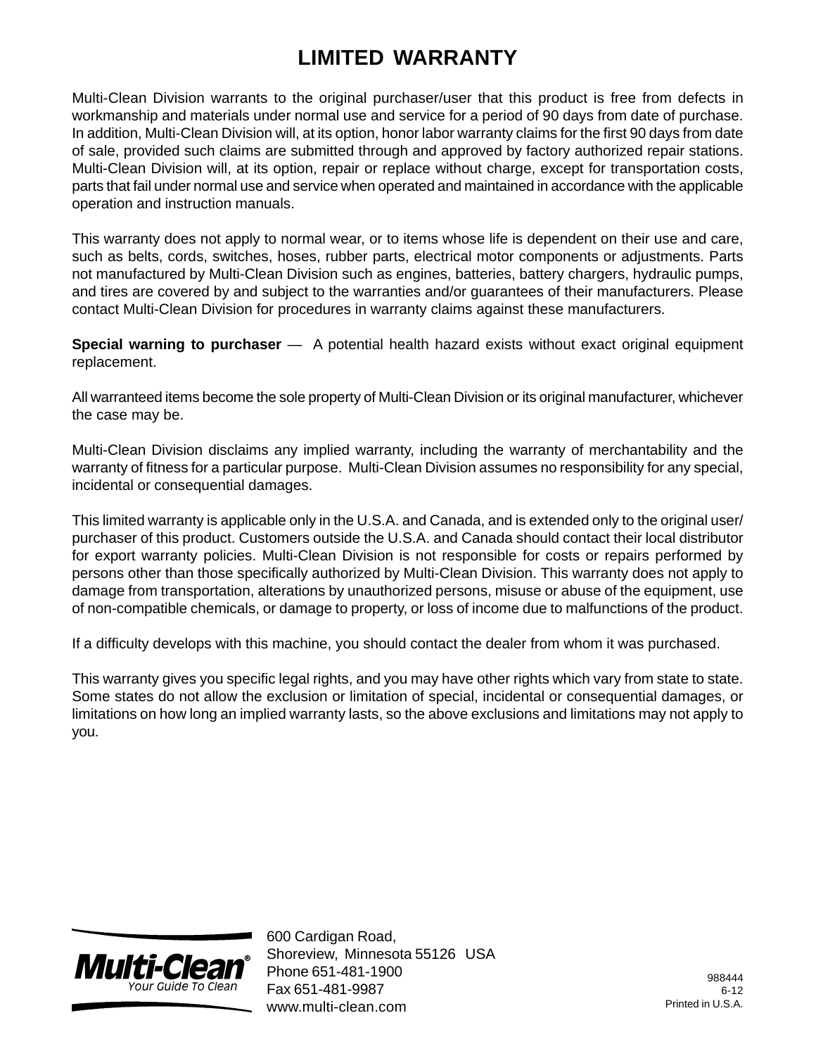# LIMITED WARRANTY

Multi-Clean Division warrants to the original purchaser/user that this product is free from defects in workmanship and materials under normal use and service for a period of 90 days from date of purchase. In addition, Multi-Clean Division will, at its option, honor labor warranty claims for the first 90 days from date of sale, provided such claims are submitted through and approved by factory authorized repair stations. Multi-Clean Division will, at its option, repair or replace without charge, except for transportation costs, parts that fail under normal use and service when operated and maintained in accordance with the applicable operation and instruction manuals.

This warranty does not apply to normal wear, or to items whose life is dependent on their use and care, such as belts, cords, switches, hoses, rubber parts, electrical motor components or adjustments. Parts not manufactured by Multi-Clean Division such as engines, batteries, battery chargers, hydraulic pumps, and tires are covered by and subject to the warranties and/or guarantees of their manufacturers. Please contact Multi-Clean Division for procedures in warranty claims against these manufacturers.

**Special warning to purchaser** — A potential health hazard exists without exact original equipment replacement.

All warranteed items become the sole property of Multi-Clean Division or its original manufacturer, whichever the case may be.

Multi-Clean Division disclaims any implied warranty, including the warranty of merchantability and the warranty of fitness for a particular purpose. Multi-Clean Division assumes no responsibility for any special, incidental or consequential damages.

This limited warranty is applicable only in the U.S.A. and Canada, and is extended only to the original user/purchaser of this product. Customers outside the U.S.A. and Canada should contact their local distributor for export warranty policies. Multi-Clean Division is not responsible for costs or repairs performed by persons other than those specifically authorized by Multi-Clean Division. This warranty does not apply to damage from transportation, alterations by unauthorized persons, misuse or abuse of the equipment, use of non-compatible chemicals, or damage to property, or loss of income due to malfunctions of the product.

If a difficulty develops with this machine, you should contact the dealer from whom it was purchased.

This warranty gives you specific legal rights, and you may have other rights which vary from state to state. Some states do not allow the exclusion or limitation of special, incidental or consequential damages, or limitations on how long an implied warranty lasts, so the above exclusions and limitations may not apply to you.

Multi-Clean®
Your Guide To Clean

600 Cardigan Road,
Shoreview, Minnesota 55126 USA
Phone 651-481-1900
Fax 651-481-9987
www.multi-clean.com

988444
6-12
Printed in U.S.A.